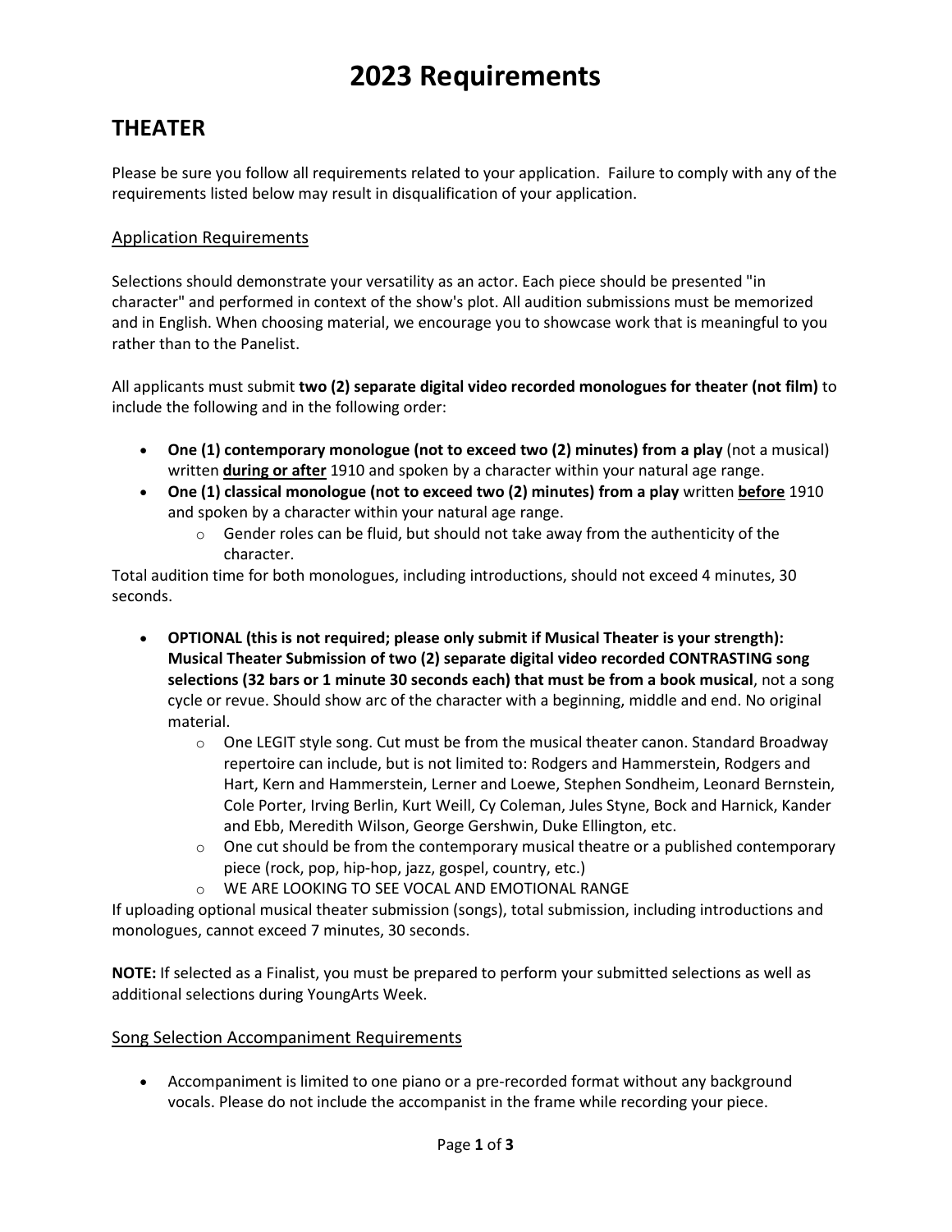# 2023 Requirements

## THEATER

Please be sure you follow all requirements related to your application. Failure to comply with any of the requirements listed below may result in disqualification of your application.

### Application Requirements

Selections should demonstrate your versatility as an actor. Each piece should be presented "in character" and performed in context of the show's plot. All audition submissions must be memorized and in English. When choosing material, we encourage you to showcase work that is meaningful to you rather than to the Panelist.

All applicants must submit **two (2) separate digital video recorded monologues for theater (not film)** to include the following and in the following order:

- **One (1) contemporary monologue (not to exceed two (2) minutes) from a play** (not a musical) written **<u>during or after</u>** 1910 and spoken by a character within your natural age range.
- **One (1) classical monologue (not to exceed two (2) minutes) from a play** written **<u>before</u>** 1910 and spoken by a character within your natural age range.
  - Gender roles can be fluid, but should not take away from the authenticity of the character.

Total audition time for both monologues, including introductions, should not exceed 4 minutes, 30 seconds.

- **OPTIONAL (this is not required; please only submit if Musical Theater is your strength): Musical Theater Submission of two (2) separate digital video recorded CONTRASTING song selections (32 bars or 1 minute 30 seconds each) that must be from a book musical**, not a song cycle or revue. Should show arc of the character with a beginning, middle and end. No original material.
  - One LEGIT style song. Cut must be from the musical theater canon. Standard Broadway repertoire can include, but is not limited to: Rodgers and Hammerstein, Rodgers and Hart, Kern and Hammerstein, Lerner and Loewe, Stephen Sondheim, Leonard Bernstein, Cole Porter, Irving Berlin, Kurt Weill, Cy Coleman, Jules Styne, Bock and Harnick, Kander and Ebb, Meredith Wilson, George Gershwin, Duke Ellington, etc.
  - One cut should be from the contemporary musical theatre or a published contemporary piece (rock, pop, hip-hop, jazz, gospel, country, etc.)
  - WE ARE LOOKING TO SEE VOCAL AND EMOTIONAL RANGE

If uploading optional musical theater submission (songs), total submission, including introductions and monologues, cannot exceed 7 minutes, 30 seconds.

**NOTE:** If selected as a Finalist, you must be prepared to perform your submitted selections as well as additional selections during YoungArts Week.

### Song Selection Accompaniment Requirements

- Accompaniment is limited to one piano or a pre-recorded format without any background vocals. Please do not include the accompanist in the frame while recording your piece.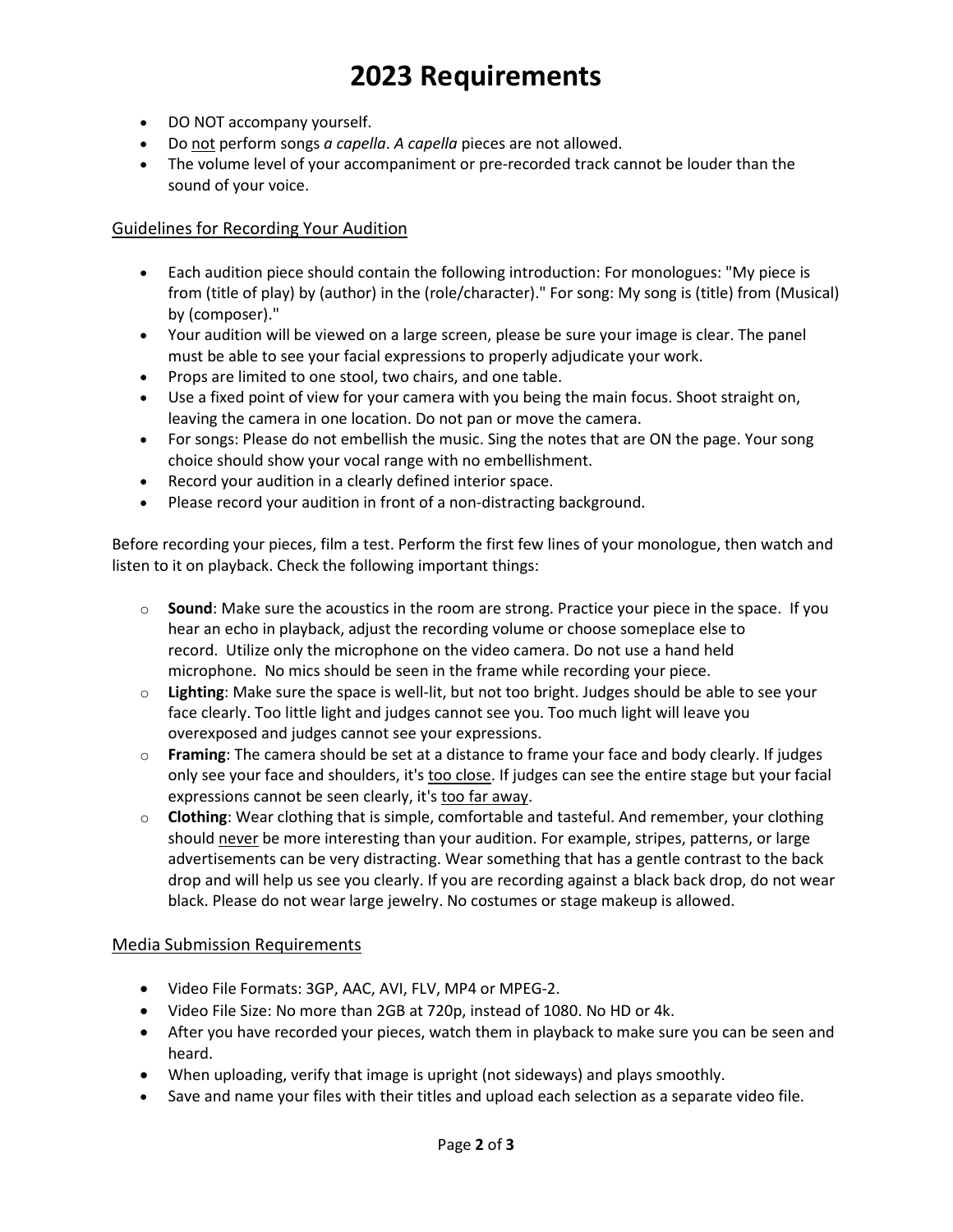# 2023 Requirements

- DO NOT accompany yourself.
- Do <u>not</u> perform songs *a capella*. *A capella* pieces are not allowed.
- The volume level of your accompaniment or pre-recorded track cannot be louder than the sound of your voice.

## <u>Guidelines for Recording Your Audition</u>

- Each audition piece should contain the following introduction: For monologues: "My piece is from (title of play) by (author) in the (role/character)." For song: My song is (title) from (Musical) by (composer)."
- Your audition will be viewed on a large screen, please be sure your image is clear. The panel must be able to see your facial expressions to properly adjudicate your work.
- Props are limited to one stool, two chairs, and one table.
- Use a fixed point of view for your camera with you being the main focus. Shoot straight on, leaving the camera in one location. Do not pan or move the camera.
- For songs: Please do not embellish the music. Sing the notes that are ON the page. Your song choice should show your vocal range with no embellishment.
- Record your audition in a clearly defined interior space.
- Please record your audition in front of a non-distracting background.

Before recording your pieces, film a test. Perform the first few lines of your monologue, then watch and listen to it on playback. Check the following important things:

- **Sound**: Make sure the acoustics in the room are strong. Practice your piece in the space. If you hear an echo in playback, adjust the recording volume or choose someplace else to record. Utilize only the microphone on the video camera. Do not use a hand held microphone. No mics should be seen in the frame while recording your piece.
- **Lighting**: Make sure the space is well-lit, but not too bright. Judges should be able to see your face clearly. Too little light and judges cannot see you. Too much light will leave you overexposed and judges cannot see your expressions.
- **Framing**: The camera should be set at a distance to frame your face and body clearly. If judges only see your face and shoulders, it's <u>too close</u>. If judges can see the entire stage but your facial expressions cannot be seen clearly, it's <u>too far away</u>.
- **Clothing**: Wear clothing that is simple, comfortable and tasteful. And remember, your clothing should <u>never</u> be more interesting than your audition. For example, stripes, patterns, or large advertisements can be very distracting. Wear something that has a gentle contrast to the back drop and will help us see you clearly. If you are recording against a black back drop, do not wear black. Please do not wear large jewelry. No costumes or stage makeup is allowed.

## <u>Media Submission Requirements</u>

- Video File Formats: 3GP, AAC, AVI, FLV, MP4 or MPEG-2.
- Video File Size: No more than 2GB at 720p, instead of 1080. No HD or 4k.
- After you have recorded your pieces, watch them in playback to make sure you can be seen and heard.
- When uploading, verify that image is upright (not sideways) and plays smoothly.
- Save and name your files with their titles and upload each selection as a separate video file.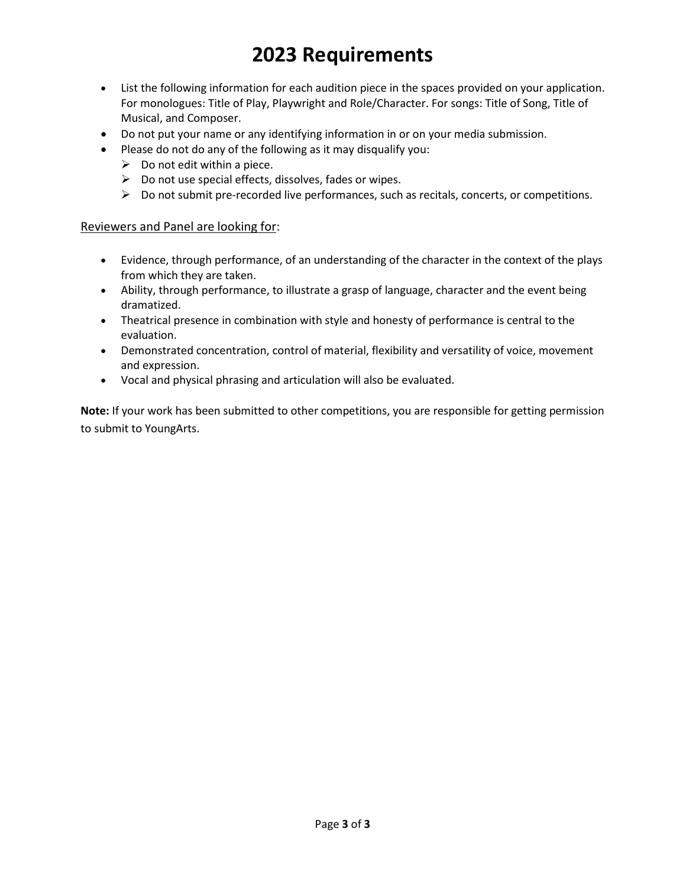# 2023 Requirements

- List the following information for each audition piece in the spaces provided on your application. For monologues: Title of Play, Playwright and Role/Character. For songs: Title of Song, Title of Musical, and Composer.
- Do not put your name or any identifying information in or on your media submission.
- Please do not do any of the following as it may disqualify you:
  - Do not edit within a piece.
  - Do not use special effects, dissolves, fades or wipes.
  - Do not submit pre-recorded live performances, such as recitals, concerts, or competitions.

Reviewers and Panel are looking for:

- Evidence, through performance, of an understanding of the character in the context of the plays from which they are taken.
- Ability, through performance, to illustrate a grasp of language, character and the event being dramatized.
- Theatrical presence in combination with style and honesty of performance is central to the evaluation.
- Demonstrated concentration, control of material, flexibility and versatility of voice, movement and expression.
- Vocal and physical phrasing and articulation will also be evaluated.

**Note:** If your work has been submitted to other competitions, you are responsible for getting permission to submit to YoungArts.